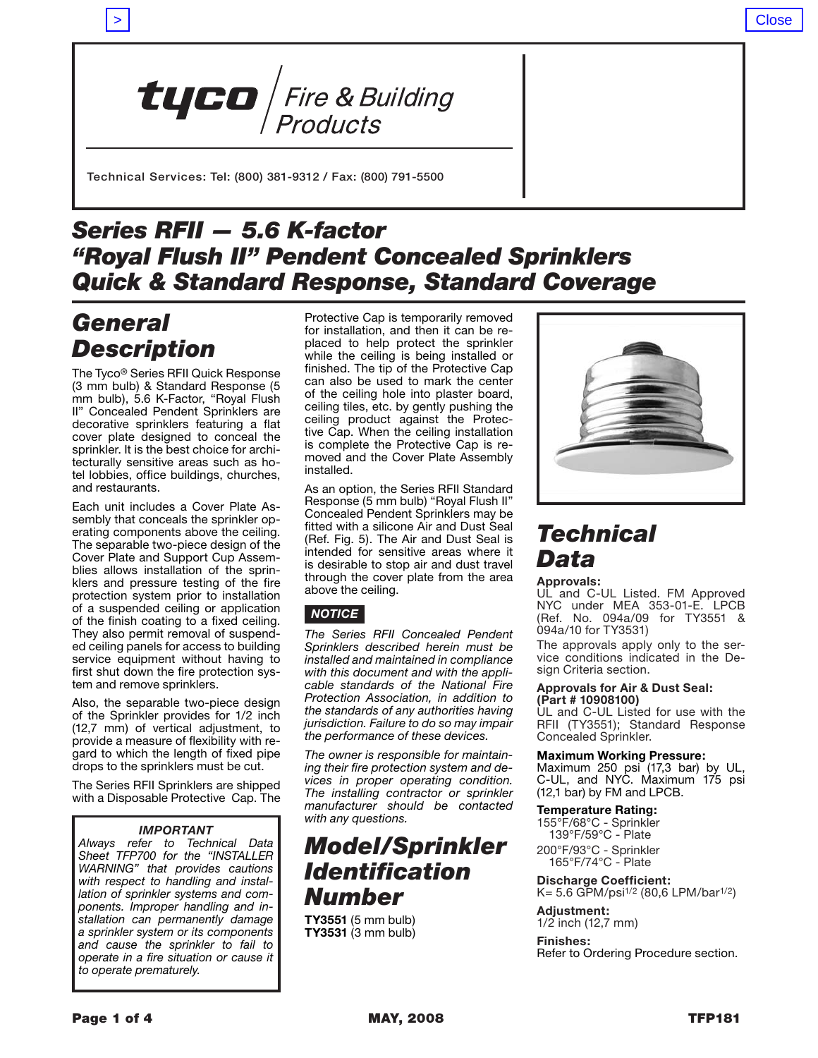tyco / Fire & Building Products

Technical Services: Tel: (800) 381-9312 / Fax: (800) 791-5500

# Series RFII — 5.6 K-factor "Royal Flush II" Pendent Concealed Sprinklers Quick & Standard Response, Standard Coverage

## General Description

The Tyco® Series RFII Quick Response (3 mm bulb) & Standard Response (5 mm bulb), 5.6 K-Factor, "Royal Flush II" Concealed Pendent Sprinklers are decorative sprinklers featuring a flat cover plate designed to conceal the sprinkler. It is the best choice for architecturally sensitive areas such as hotel lobbies, office buildings, churches, and restaurants.

Each unit includes a Cover Plate Assembly that conceals the sprinkler operating components above the ceiling. The separable two-piece design of the Cover Plate and Support Cup Assemblies allows installation of the sprinklers and pressure testing of the fire protection system prior to installation of a suspended ceiling or application of the finish coating to a fixed ceiling. They also permit removal of suspended ceiling panels for access to building service equipment without having to first shut down the fire protection system and remove sprinklers.

Also, the separable two-piece design of the Sprinkler provides for 1/2 inch (12,7 mm) of vertical adjustment, to provide a measure of flexibility with regard to which the length of fixed pipe drops to the sprinklers must be cut.

The Series RFII Sprinklers are shipped with a Disposable Protective Cap. The Protective Cap is temporarily removed for installation, and then it can be replaced to help protect the sprinkler while the ceiling is being installed or finished. The tip of the Protective Cap can also be used to mark the center of the ceiling hole into plaster board, ceiling tiles, etc. by gently pushing the ceiling product against the Protective Cap. When the ceiling installation is complete the Protective Cap is removed and the Cover Plate Assembly installed.

As an option, the Series RFII Standard Response (5 mm bulb) "Royal Flush II" Concealed Pendent Sprinklers may be fitted with a silicone Air and Dust Seal (Ref. Fig. 5). The Air and Dust Seal is intended for sensitive areas where it is desirable to stop air and dust travel through the cover plate from the area above the ceiling.

**IMPORTANT**

*Always refer to Technical Data Sheet TFP700 for the "INSTALLER WARNING" that provides cautions with respect to handling and installation of sprinkler systems and components. Improper handling and installation can permanently damage a sprinkler system or its components and cause the sprinkler to fail to operate in a fire situation or cause it to operate prematurely.*

**NOTICE**

*The Series RFII Concealed Pendent Sprinklers described herein must be installed and maintained in compliance with this document and with the applicable standards of the National Fire Protection Association, in addition to the standards of any authorities having jurisdiction. Failure to do so may impair the performance of these devices.*

*The owner is responsible for maintaining their fire protection system and devices in proper operating condition. The installing contractor or sprinkler manufacturer should be contacted with any questions.*

## Model/Sprinkler Identification Number

**TY3551** (5 mm bulb)
**TY3531** (3 mm bulb)

## Technical Data

**Approvals:**
UL and C-UL Listed. FM Approved NYC under MEA 353-01-E. LPCB (Ref. No. 094a/09 for TY3551 & 094a/10 for TY3531)

The approvals apply only to the service conditions indicated in the Design Criteria section.

**Approvals for Air & Dust Seal: (Part # 10908100)**
UL and C-UL Listed for use with the RFII (TY3551); Standard Response Concealed Sprinkler.

**Maximum Working Pressure:**
Maximum 250 psi (17,3 bar) by UL, C-UL, and NYC. Maximum 175 psi (12,1 bar) by FM and LPCB.

**Temperature Rating:**
155°F/68°C - Sprinkler
139°F/59°C - Plate

200°F/93°C - Sprinkler
165°F/74°C - Plate

**Discharge Coefficient:**
K= 5.6 GPM/psi$^{1/2}$ (80,6 LPM/bar$^{1/2}$)

**Adjustment:**
1/2 inch (12,7 mm)

**Finishes:**
Refer to Ordering Procedure section.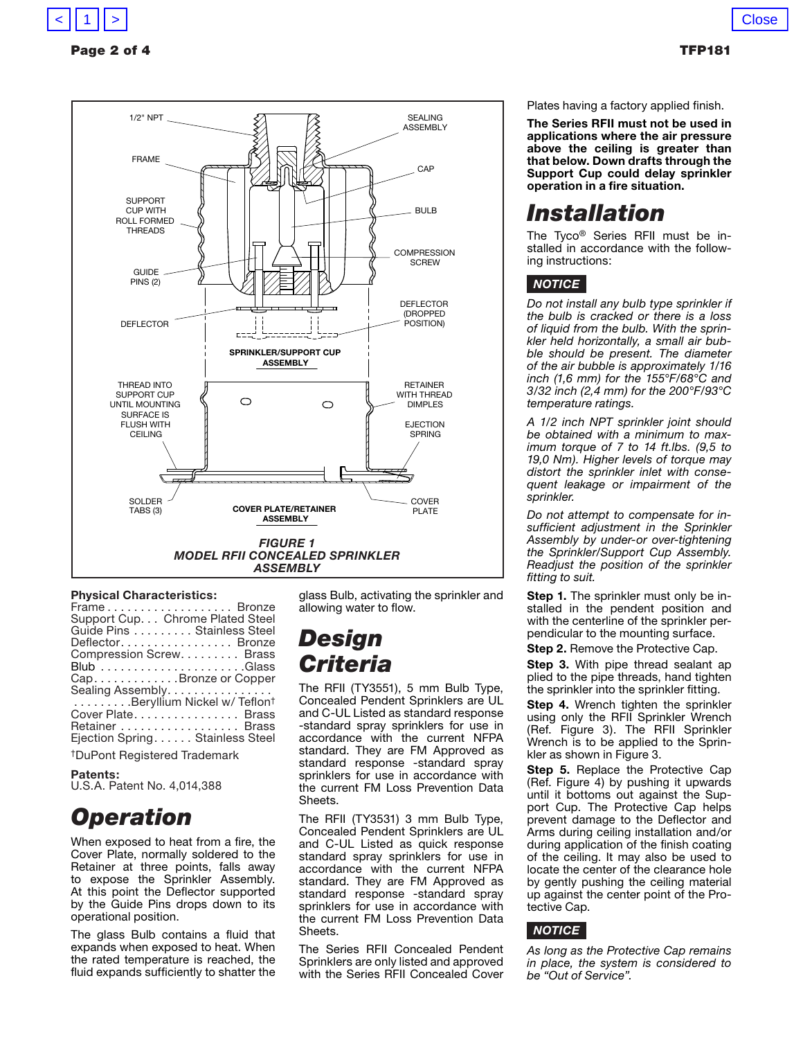SEALING ASSEMBLY

1/2" NPT

FRAME

CAP

SUPPORT CUP WITH ROLL FORMED THREADS

BULB

COMPRESSION SCREW

GUIDE PINS (2)

DEFLECTOR (DROPPED POSITION)

DEFLECTOR

SPRINKLER/SUPPORT CUP ASSEMBLY

THREAD INTO SUPPORT CUP UNTIL MOUNTING SURFACE IS FLUSH WITH CEILING

RETAINER WITH THREAD DIMPLES

EJECTION SPRING

SOLDER TABS (3)

COVER PLATE/RETAINER ASSEMBLY

COVER PLATE

*FIGURE 1*
*MODEL RFII CONCEALED SPRINKLER ASSEMBLY*

**Physical Characteristics:**

Frame . . . . . . . . . . . . . . . . . . . Bronze
Support Cup. . . Chrome Plated Steel
Guide Pins . . . . . . . . . Stainless Steel
Deflector. . . . . . . . . . . . . . . . . Bronze
Compression Screw. . . . . . . . . Brass
Blub . . . . . . . . . . . . . . . . . . . . . .Glass
Cap. . . . . . . . . . . . .Bronze or Copper
Sealing Assembly. . . . . . . . . . . . . . . . . . . . . . . .Beryllium Nickel w/ Teflon†
Cover Plate. . . . . . . . . . . . . . . . Brass
Retainer . . . . . . . . . . . . . . . . . . Brass
Ejection Spring. . . . . . Stainless Steel

†DuPont Registered Trademark

**Patents:**
U.S.A. Patent No. 4,014,388

# Operation

When exposed to heat from a fire, the Cover Plate, normally soldered to the Retainer at three points, falls away to expose the Sprinkler Assembly. At this point the Deflector supported by the Guide Pins drops down to its operational position.

The glass Bulb contains a fluid that expands when exposed to heat. When the rated temperature is reached, the fluid expands sufficiently to shatter the glass Bulb, activating the sprinkler and allowing water to flow.

# Design Criteria

The RFII (TY3551), 5 mm Bulb Type, Concealed Pendent Sprinklers are UL and C-UL Listed as standard response -standard spray sprinklers for use in accordance with the current NFPA standard. They are FM Approved as standard response -standard spray sprinklers for use in accordance with the current FM Loss Prevention Data Sheets.

The RFII (TY3531) 3 mm Bulb Type, Concealed Pendent Sprinklers are UL and C-UL Listed as quick response standard spray sprinklers for use in accordance with the current NFPA standard. They are FM Approved as standard response -standard spray sprinklers for use in accordance with the current FM Loss Prevention Data Sheets.

The Series RFII Concealed Pendent Sprinklers are only listed and approved with the Series RFII Concealed Cover Plates having a factory applied finish.

**The Series RFII must not be used in applications where the air pressure above the ceiling is greater than that below. Down drafts through the Support Cup could delay sprinkler operation in a fire situation.**

# Installation

The Tyco® Series RFII must be installed in accordance with the following instructions:

**NOTICE**

*Do not install any bulb type sprinkler if the bulb is cracked or there is a loss of liquid from the bulb. With the sprinkler held horizontally, a small air bubble should be present. The diameter of the air bubble is approximately 1/16 inch (1,6 mm) for the 155°F/68°C and 3/32 inch (2,4 mm) for the 200°F/93°C temperature ratings.*

*A 1/2 inch NPT sprinkler joint should be obtained with a minimum to maximum torque of 7 to 14 ft.lbs. (9,5 to 19,0 Nm). Higher levels of torque may distort the sprinkler inlet with consequent leakage or impairment of the sprinkler.*

*Do not attempt to compensate for insufficient adjustment in the Sprinkler Assembly by under-or over-tightening the Sprinkler/Support Cup Assembly. Readjust the position of the sprinkler fitting to suit.*

**Step 1.** The sprinkler must only be installed in the pendent position and with the centerline of the sprinkler perpendicular to the mounting surface.

**Step 2.** Remove the Protective Cap.

**Step 3.** With pipe thread sealant applied to the pipe threads, hand tighten the sprinkler into the sprinkler fitting.

**Step 4.** Wrench tighten the sprinkler using only the RFII Sprinkler Wrench (Ref. Figure 3). The RFII Sprinkler Wrench is to be applied to the Sprinkler as shown in Figure 3.

**Step 5.** Replace the Protective Cap (Ref. Figure 4) by pushing it upwards until it bottoms out against the Support Cup. The Protective Cap helps prevent damage to the Deflector and Arms during ceiling installation and/or during application of the finish coating of the ceiling. It may also be used to locate the center of the clearance hole by gently pushing the ceiling material up against the center point of the Protective Cap.

**NOTICE**

*As long as the Protective Cap remains in place, the system is considered to be "Out of Service".*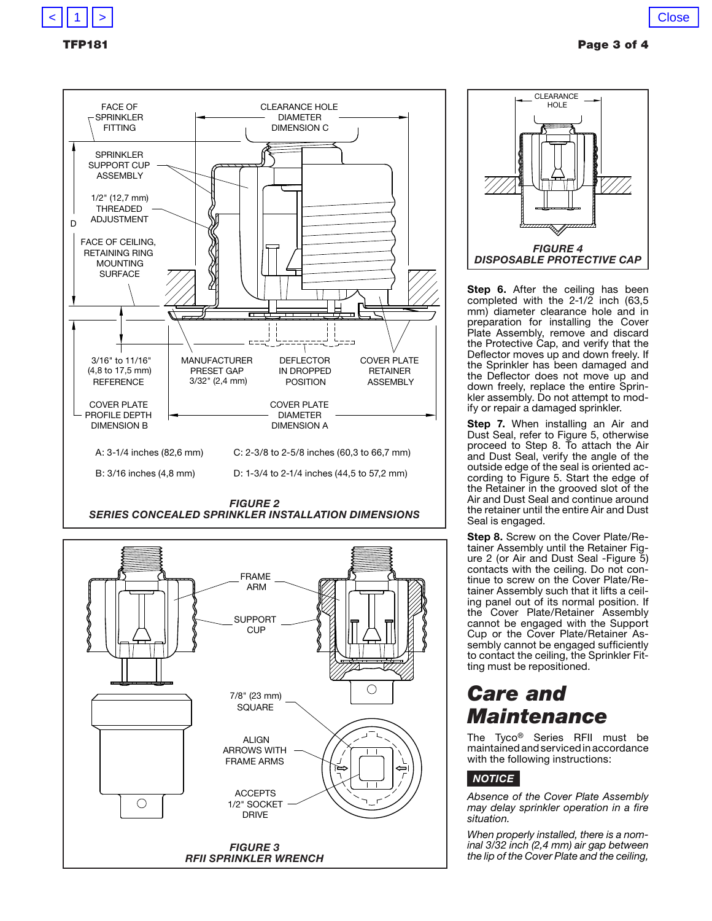FACE OF SPRINKLER FITTING

CLEARANCE HOLE DIAMETER DIMENSION C

SPRINKLER SUPPORT CUP ASSEMBLY

1/2" (12,7 mm) THREADED ADJUSTMENT

D

FACE OF CEILING, RETAINING RING MOUNTING SURFACE

3/16" to 11/16" (4,8 to 17,5 mm) REFERENCE

MANUFACTURER PRESET GAP 3/32" (2,4 mm)

DEFLECTOR IN DROPPED POSITION

COVER PLATE RETAINER ASSEMBLY

COVER PLATE PROFILE DEPTH DIMENSION B

COVER PLATE DIAMETER DIMENSION A

A: 3-1/4 inches (82,6 mm)

C: 2-3/8 to 2-5/8 inches (60,3 to 66,7 mm)

B: 3/16 inches (4,8 mm)

D: 1-3/4 to 2-1/4 inches (44,5 to 57,2 mm)

***FIGURE 2***
***SERIES CONCEALED SPRINKLER INSTALLATION DIMENSIONS***

FRAME ARM

SUPPORT CUP

7/8" (23 mm) SQUARE

ALIGN ARROWS WITH FRAME ARMS

ACCEPTS 1/2" SOCKET DRIVE

***FIGURE 3***
***RFII SPRINKLER WRENCH***

CLEARANCE HOLE

***FIGURE 4***
***DISPOSABLE PROTECTIVE CAP***

**Step 6.** After the ceiling has been completed with the 2-1/2 inch (63,5 mm) diameter clearance hole and in preparation for installing the Cover Plate Assembly, remove and discard the Protective Cap, and verify that the Deflector moves up and down freely. If the Sprinkler has been damaged and the Deflector does not move up and down freely, replace the entire Sprinkler assembly. Do not attempt to modify or repair a damaged sprinkler.

**Step 7.** When installing an Air and Dust Seal, refer to Figure 5, otherwise proceed to Step 8. To attach the Air and Dust Seal, verify the angle of the outside edge of the seal is oriented according to Figure 5. Start the edge of the Retainer in the grooved slot of the Air and Dust Seal and continue around the retainer until the entire Air and Dust Seal is engaged.

**Step 8.** Screw on the Cover Plate/Retainer Assembly until the Retainer Figure 2 (or Air and Dust Seal -Figure 5) contacts with the ceiling. Do not continue to screw on the Cover Plate/Retainer Assembly such that it lifts a ceiling panel out of its normal position. If the Cover Plate/Retainer Assembly cannot be engaged with the Support Cup or the Cover Plate/Retainer Assembly cannot be engaged sufficiently to contact the ceiling, the Sprinkler Fitting must be repositioned.

# Care and Maintenance

The Tyco® Series RFII must be maintained and serviced in accordance with the following instructions:

**NOTICE**

*Absence of the Cover Plate Assembly may delay sprinkler operation in a fire situation.*

*When properly installed, there is a nominal 3/32 inch (2,4 mm) air gap between the lip of the Cover Plate and the ceiling,*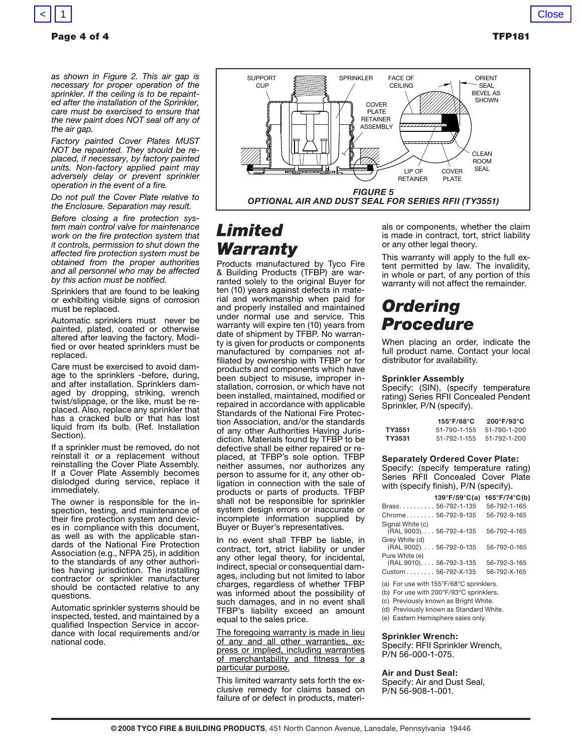as shown in Figure 2. This air gap is necessary for proper operation of the sprinkler. If the ceiling is to be repainted after the installation of the Sprinkler, care must be exercised to ensure that the new paint does NOT seal off any of the air gap.

*Factory painted Cover Plates MUST NOT be repainted. They should be replaced, if necessary, by factory painted units. Non-factory applied paint may adversely delay or prevent sprinkler operation in the event of a fire.*

*Do not pull the Cover Plate relative to the Enclosure. Separation may result.*

*Before closing a fire protection system main control valve for maintenance work on the fire protection system that it controls, permission to shut down the affected fire protection system must be obtained from the proper authorities and all personnel who may be affected by this action must be notified.*

Sprinklers that are found to be leaking or exhibiting visible signs of corrosion must be replaced.

Automatic sprinklers must never be painted, plated, coated or otherwise altered after leaving the factory. Modified or over heated sprinklers must be replaced.

Care must be exercised to avoid damage to the sprinklers -before, during, and after installation. Sprinklers damaged by dropping, striking, wrench twist/slippage, or the like, must be replaced. Also, replace any sprinkler that has a cracked bulb or that has lost liquid from its bulb. (Ref. Installation Section).

If a sprinkler must be removed, do not reinstall it or a replacement without reinstalling the Cover Plate Assembly. If a Cover Plate Assembly becomes dislodged during service, replace it immediately.

The owner is responsible for the inspection, testing, and maintenance of their fire protection system and devices in compliance with this document, as well as with the applicable standards of the National Fire Protection Association (e.g., NFPA 25), in addition to the standards of any other authorities having jurisdiction. The installing contractor or sprinkler manufacturer should be contacted relative to any questions.

Automatic sprinkler systems should be inspected, tested, and maintained by a qualified Inspection Service in accordance with local requirements and/or national code.

SUPPORT CUP
SPRINKLER
FACE OF CEILING
ORIENT SEAL BEVEL AS SHOWN
COVER PLATE RETAINER ASSEMBLY
CLEAN ROOM SEAL
LIP OF RETAINER
COVER PLATE

**FIGURE 5**
**OPTIONAL AIR AND DUST SEAL FOR SERIES RFII (TY3551)**

# Limited Warranty

Products manufactured by Tyco Fire & Building Products (TFBP) are warranted solely to the original Buyer for ten (10) years against defects in material and workmanship when paid for and properly installed and maintained under normal use and service. This warranty will expire ten (10) years from date of shipment by TFBP. No warranty is given for products or components manufactured by companies not affiliated by ownership with TFBP or for products and components which have been subject to misuse, improper installation, corrosion, or which have not been installed, maintained, modified or repaired in accordance with applicable Standards of the National Fire Protection Association, and/or the standards of any other Authorities Having Jurisdiction. Materials found by TFBP to be defective shall be either repaired or replaced, at TFBP's sole option. TFBP neither assumes, nor authorizes any person to assume for it, any other obligation in connection with the sale of products or parts of products. TFBP shall not be responsible for sprinkler system design errors or inaccurate or incomplete information supplied by Buyer or Buyer's representatives.

In no event shall TFBP be liable, in contract, tort, strict liability or under any other legal theory, for incidental, indirect, special or consequential damages, including but not limited to labor charges, regardless of whether TFBP was informed about the possibility of such damages, and in no event shall TFBP's liability exceed an amount equal to the sales price.

The foregoing warranty is made in lieu of any and all other warranties, express or implied, including warranties of merchantability and fitness for a particular purpose.

This limited warranty sets forth the exclusive remedy for claims based on failure of or defect in products, materials or components, whether the claim is made in contract, tort, strict liability or any other legal theory.

This warranty will apply to the full extent permitted by law. The invalidity, in whole or part, of any portion of this warranty will not affect the remainder.

# Ordering Procedure

When placing an order, indicate the full product name. Contact your local distributor for availability.

### Sprinkler Assembly

Specify: (SIN), (specify temperature rating) Series RFII Concealed Pendent Sprinkler, P/N (specify).

| | 155°F/68°C | 200°F/93°C |
|---|---|---|
| TY3551 | 51-790-1-155 | 51-790-1-200 |
| TY3531 | 51-792-1-155 | 51-792-1-200 |

### Separately Ordered Cover Plate:

Specify: (specify temperature rating) Series RFII Concealed Cover Plate with (specify finish), P/N (specify).

| | 139°F/59°C(a) | 165°F/74°C(b) |
|---|---|---|
| Brass | 56-792-1-135 | 56-792-1-165 |
| Chrome | 56-792-9-135 | 56-792-9-165 |
| Signal White (c) (RAL 9003) | 56-792-4-135 | 56-792-4-165 |
| Grey White (d) (RAL 9002) | 56-792-0-135 | 56-792-0-165 |
| Pure White (e) (RAL 9010) | 56-792-3-135 | 56-792-3-165 |
| Custom | 56-792-X-135 | 56-792-X-165 |

(a) For use with 155°F/68°C sprinklers.
(b) For use with 200°F/93°C sprinklers.
(c) Previously known as Bright White.
(d) Previously known as Standard White.
(e) Eastern Hemisphere sales only.

### Sprinkler Wrench:

Specify: RFII Sprinkler Wrench, P/N 56-000-1-075.

### Air and Dust Seal:

Specify: Air and Dust Seal, P/N 56-908-1-001.

**© 2008 TYCO FIRE & BUILDING PRODUCTS**, 451 North Cannon Avenue, Lansdale, Pennsylvania 19446